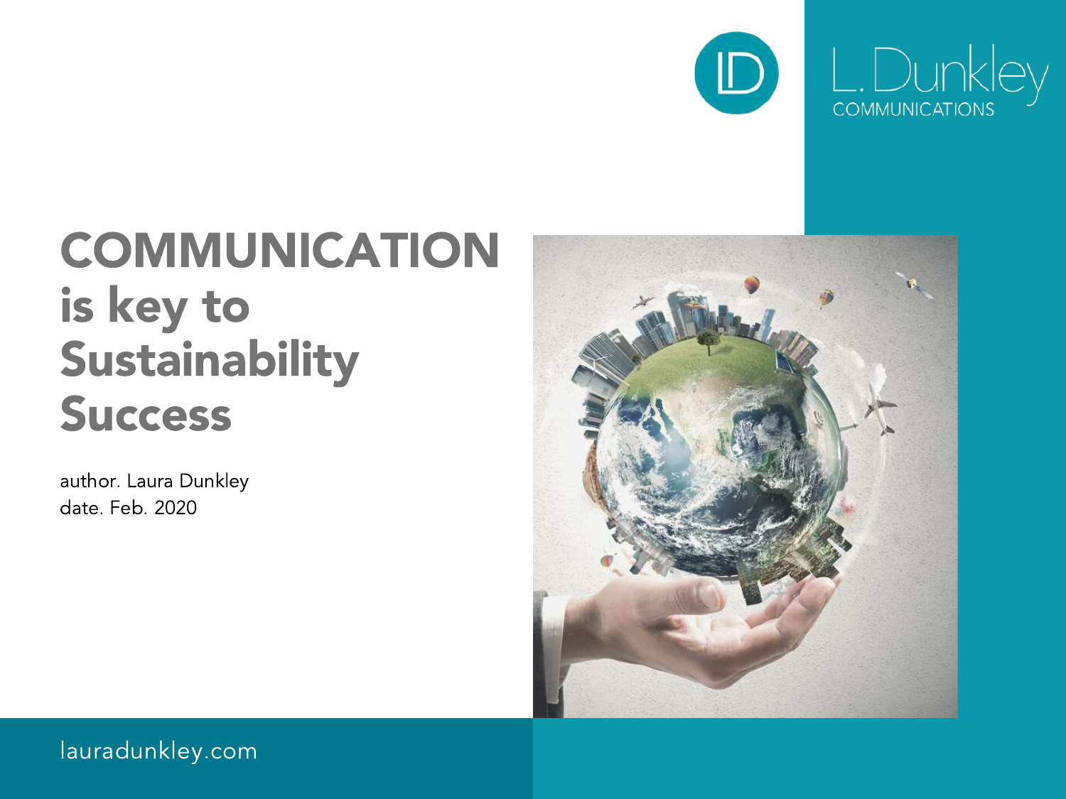L. Dunkley COMMUNICATIONS

# COMMUNICATION is key to Sustainability Success

author. Laura Dunkley
date. Feb. 2020

lauradunkley.com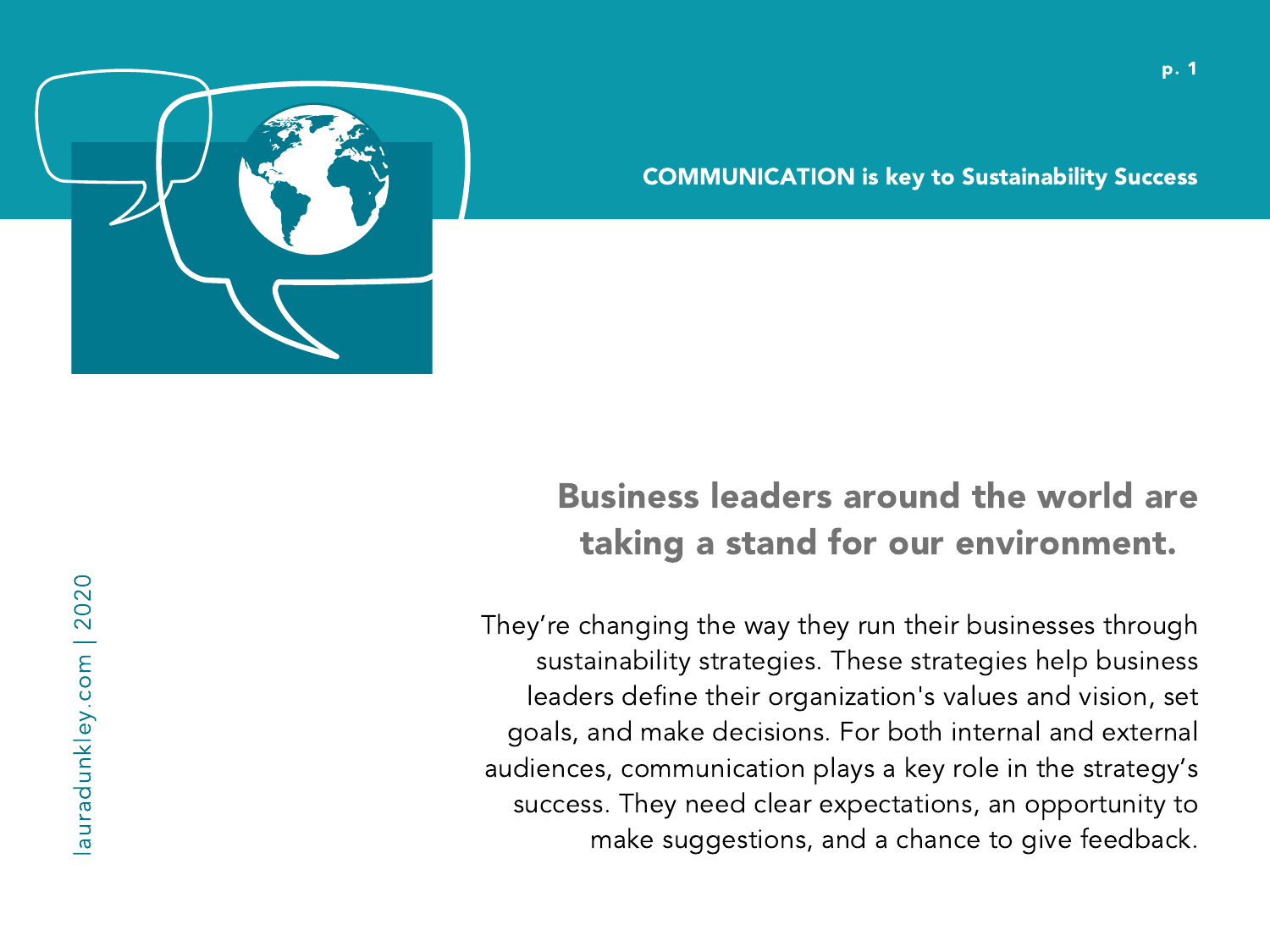COMMUNICATION is key to Sustainability Success

## Business leaders around the world are taking a stand for our environment.

They're changing the way they run their businesses through sustainability strategies. These strategies help business leaders define their organization's values and vision, set goals, and make decisions. For both internal and external audiences, communication plays a key role in the strategy's success. They need clear expectations, an opportunity to make suggestions, and a chance to give feedback.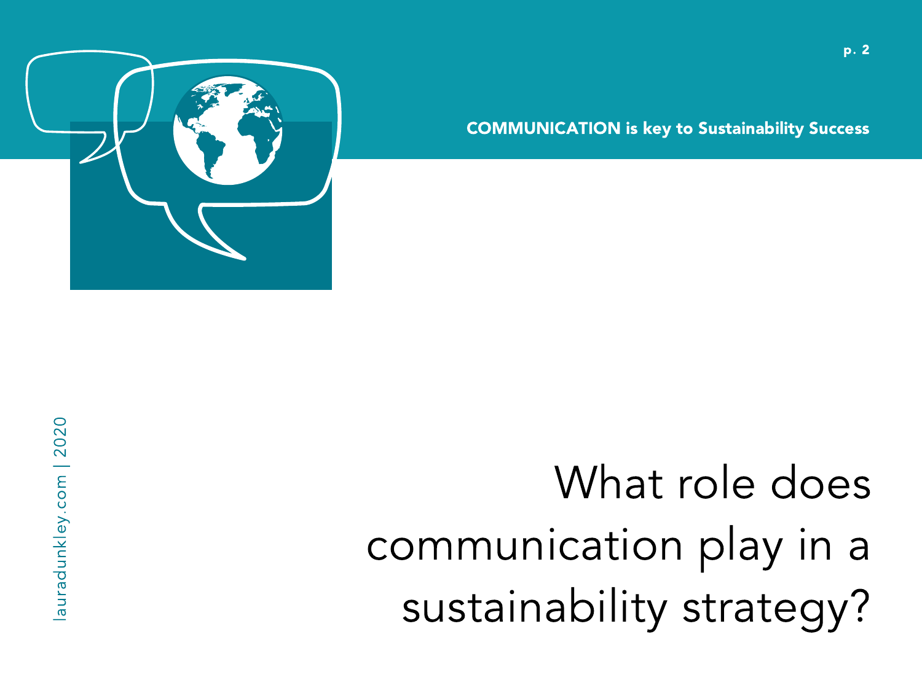# What role does communication play in a sustainability strategy?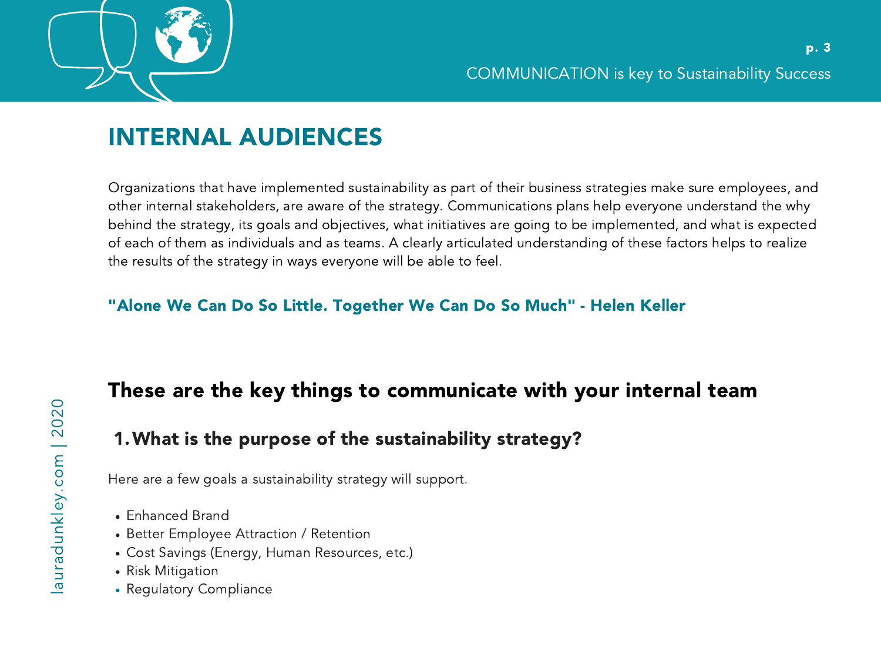# INTERNAL AUDIENCES

Organizations that have implemented sustainability as part of their business strategies make sure employees, and other internal stakeholders, are aware of the strategy. Communications plans help everyone understand the why behind the strategy, its goals and objectives, what initiatives are going to be implemented, and what is expected of each of them as individuals and as teams. A clearly articulated understanding of these factors helps to realize the results of the strategy in ways everyone will be able to feel.

**"Alone We Can Do So Little. Together We Can Do So Much" - Helen Keller**

## These are the key things to communicate with your internal team

### 1. What is the purpose of the sustainability strategy?

Here are a few goals a sustainability strategy will support.

- Enhanced Brand
- Better Employee Attraction / Retention
- Cost Savings (Energy, Human Resources, etc.)
- Risk Mitigation
- Regulatory Compliance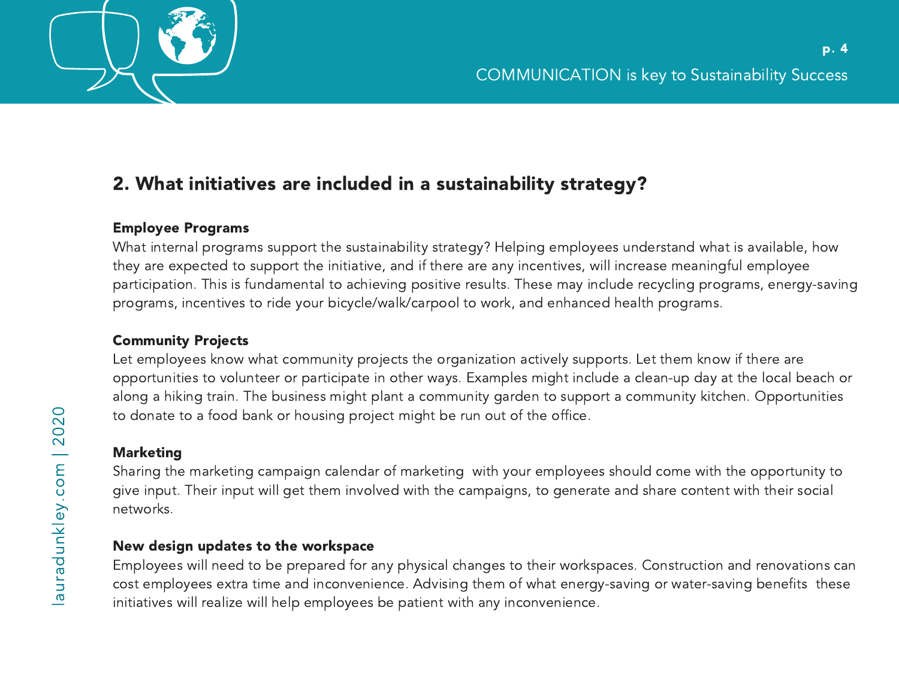## 2. What initiatives are included in a sustainability strategy?

**Employee Programs**

What internal programs support the sustainability strategy? Helping employees understand what is available, how they are expected to support the initiative, and if there are any incentives, will increase meaningful employee participation. This is fundamental to achieving positive results. These may include recycling programs, energy-saving programs, incentives to ride your bicycle/walk/carpool to work, and enhanced health programs.

**Community Projects**

Let employees know what community projects the organization actively supports. Let them know if there are opportunities to volunteer or participate in other ways. Examples might include a clean-up day at the local beach or along a hiking train. The business might plant a community garden to support a community kitchen. Opportunities to donate to a food bank or housing project might be run out of the office.

**Marketing**

Sharing the marketing campaign calendar of marketing with your employees should come with the opportunity to give input. Their input will get them involved with the campaigns, to generate and share content with their social networks.

**New design updates to the workspace**

Employees will need to be prepared for any physical changes to their workspaces. Construction and renovations can cost employees extra time and inconvenience. Advising them of what energy-saving or water-saving benefits these initiatives will realize will help employees be patient with any inconvenience.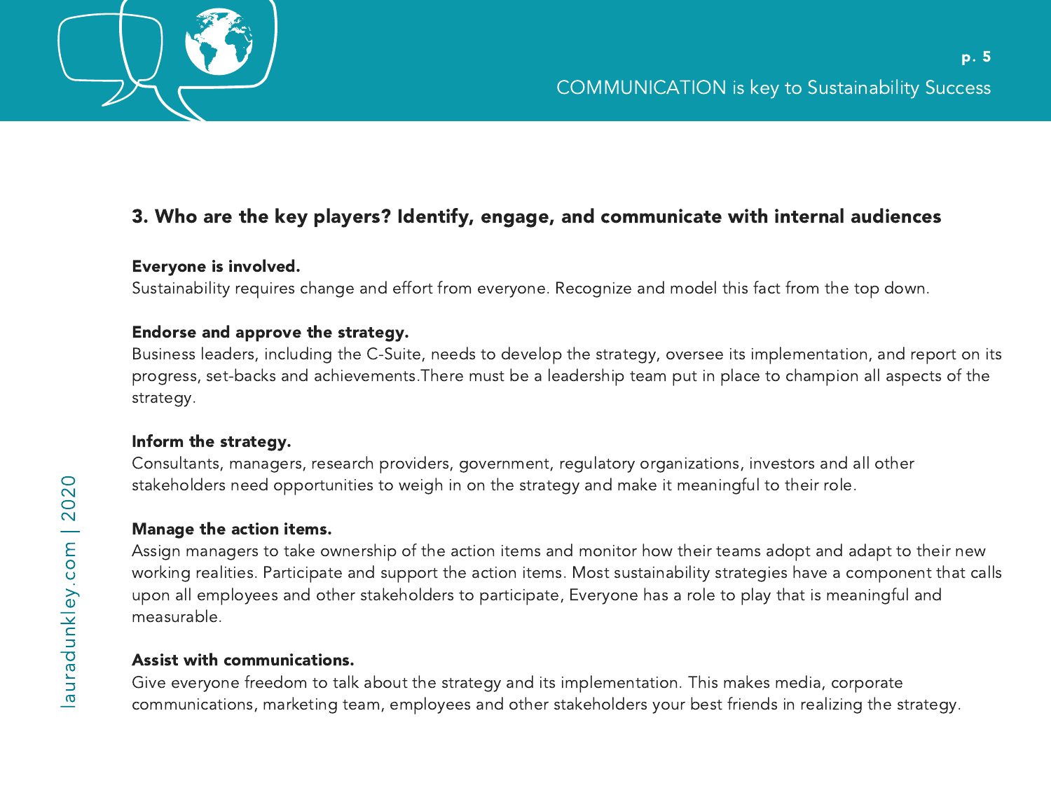### 3. Who are the key players? Identify, engage, and communicate with internal audiences

**Everyone is involved.**
Sustainability requires change and effort from everyone. Recognize and model this fact from the top down.

**Endorse and approve the strategy.**
Business leaders, including the C-Suite, needs to develop the strategy, oversee its implementation, and report on its progress, set-backs and achievements.There must be a leadership team put in place to champion all aspects of the strategy.

**Inform the strategy.**
Consultants, managers, research providers, government, regulatory organizations, investors and all other stakeholders need opportunities to weigh in on the strategy and make it meaningful to their role.

**Manage the action items.**
Assign managers to take ownership of the action items and monitor how their teams adopt and adapt to their new working realities. Participate and support the action items. Most sustainability strategies have a component that calls upon all employees and other stakeholders to participate, Everyone has a role to play that is meaningful and measurable.

**Assist with communications.**
Give everyone freedom to talk about the strategy and its implementation. This makes media, corporate communications, marketing team, employees and other stakeholders your best friends in realizing the strategy.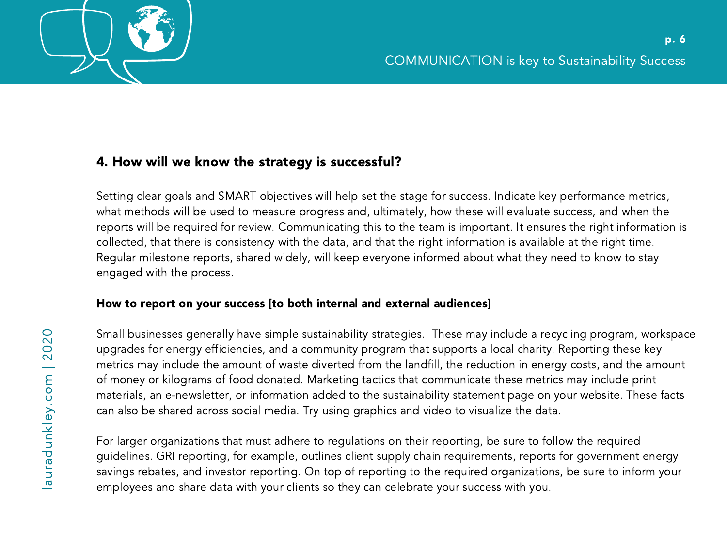## 4. How will we know the strategy is successful?

Setting clear goals and SMART objectives will help set the stage for success. Indicate key performance metrics, what methods will be used to measure progress and, ultimately, how these will evaluate success, and when the reports will be required for review. Communicating this to the team is important. It ensures the right information is collected, that there is consistency with the data, and that the right information is available at the right time. Regular milestone reports, shared widely, will keep everyone informed about what they need to know to stay engaged with the process.

### How to report on your success [to both internal and external audiences]

Small businesses generally have simple sustainability strategies. These may include a recycling program, workspace upgrades for energy efficiencies, and a community program that supports a local charity. Reporting these key metrics may include the amount of waste diverted from the landfill, the reduction in energy costs, and the amount of money or kilograms of food donated. Marketing tactics that communicate these metrics may include print materials, an e-newsletter, or information added to the sustainability statement page on your website. These facts can also be shared across social media. Try using graphics and video to visualize the data.

For larger organizations that must adhere to regulations on their reporting, be sure to follow the required guidelines. GRI reporting, for example, outlines client supply chain requirements, reports for government energy savings rebates, and investor reporting. On top of reporting to the required organizations, be sure to inform your employees and share data with your clients so they can celebrate your success with you.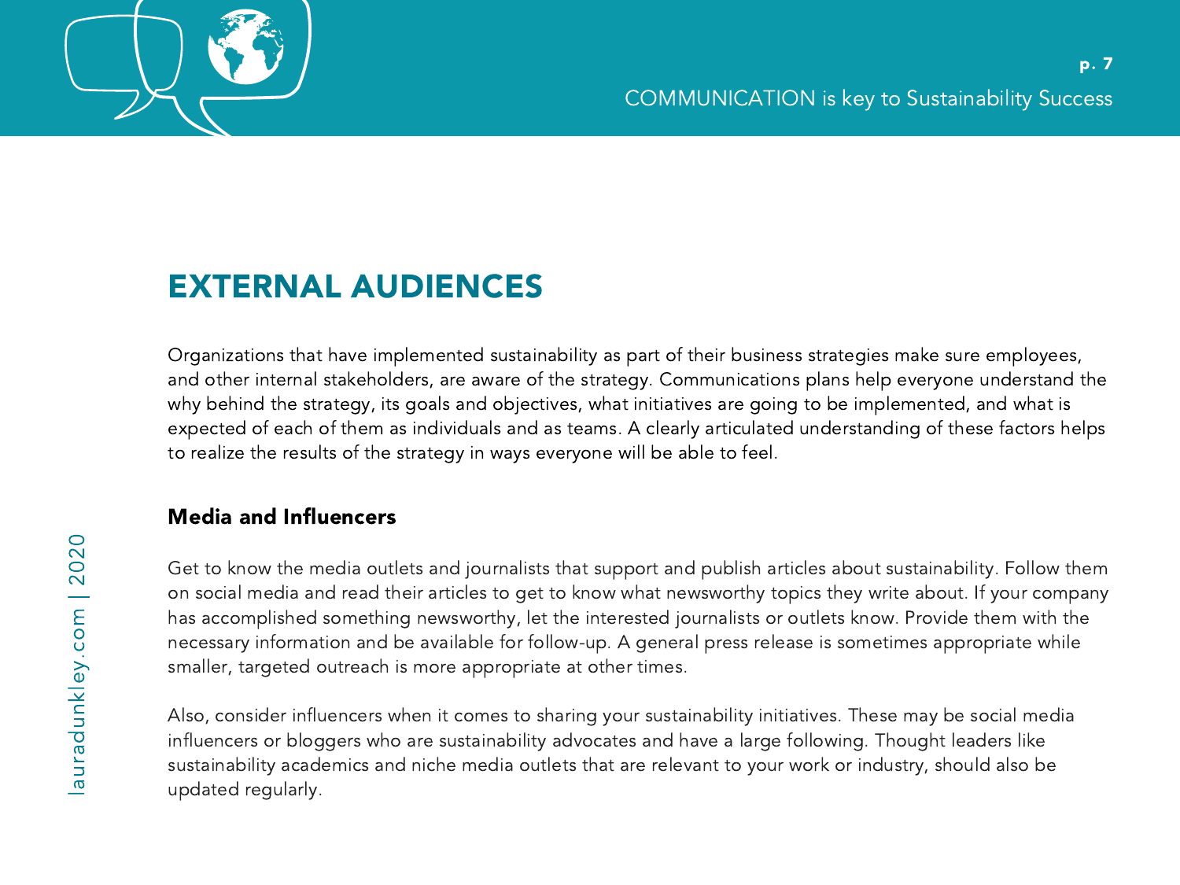# EXTERNAL AUDIENCES

Organizations that have implemented sustainability as part of their business strategies make sure employees, and other internal stakeholders, are aware of the strategy. Communications plans help everyone understand the why behind the strategy, its goals and objectives, what initiatives are going to be implemented, and what is expected of each of them as individuals and as teams. A clearly articulated understanding of these factors helps to realize the results of the strategy in ways everyone will be able to feel.

## Media and Influencers

Get to know the media outlets and journalists that support and publish articles about sustainability. Follow them on social media and read their articles to get to know what newsworthy topics they write about. If your company has accomplished something newsworthy, let the interested journalists or outlets know. Provide them with the necessary information and be available for follow-up. A general press release is sometimes appropriate while smaller, targeted outreach is more appropriate at other times.

Also, consider influencers when it comes to sharing your sustainability initiatives. These may be social media influencers or bloggers who are sustainability advocates and have a large following. Thought leaders like sustainability academics and niche media outlets that are relevant to your work or industry, should also be updated regularly.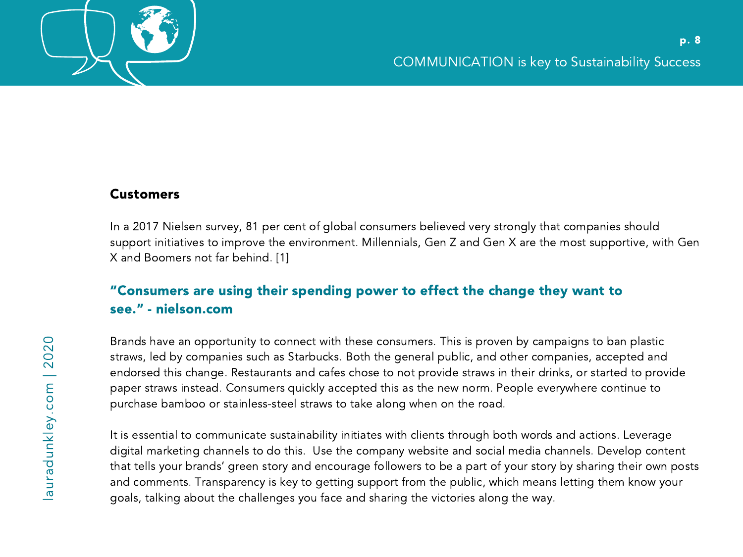### Customers

In a 2017 Nielsen survey, 81 per cent of global consumers believed very strongly that companies should support initiatives to improve the environment. Millennials, Gen Z and Gen X are the most supportive, with Gen X and Boomers not far behind. [1]

**"Consumers are using their spending power to effect the change they want to see." - nielson.com**

Brands have an opportunity to connect with these consumers. This is proven by campaigns to ban plastic straws, led by companies such as Starbucks. Both the general public, and other companies, accepted and endorsed this change. Restaurants and cafes chose to not provide straws in their drinks, or started to provide paper straws instead. Consumers quickly accepted this as the new norm. People everywhere continue to purchase bamboo or stainless-steel straws to take along when on the road.

It is essential to communicate sustainability initiates with clients through both words and actions. Leverage digital marketing channels to do this. Use the company website and social media channels. Develop content that tells your brands' green story and encourage followers to be a part of your story by sharing their own posts and comments. Transparency is key to getting support from the public, which means letting them know your goals, talking about the challenges you face and sharing the victories along the way.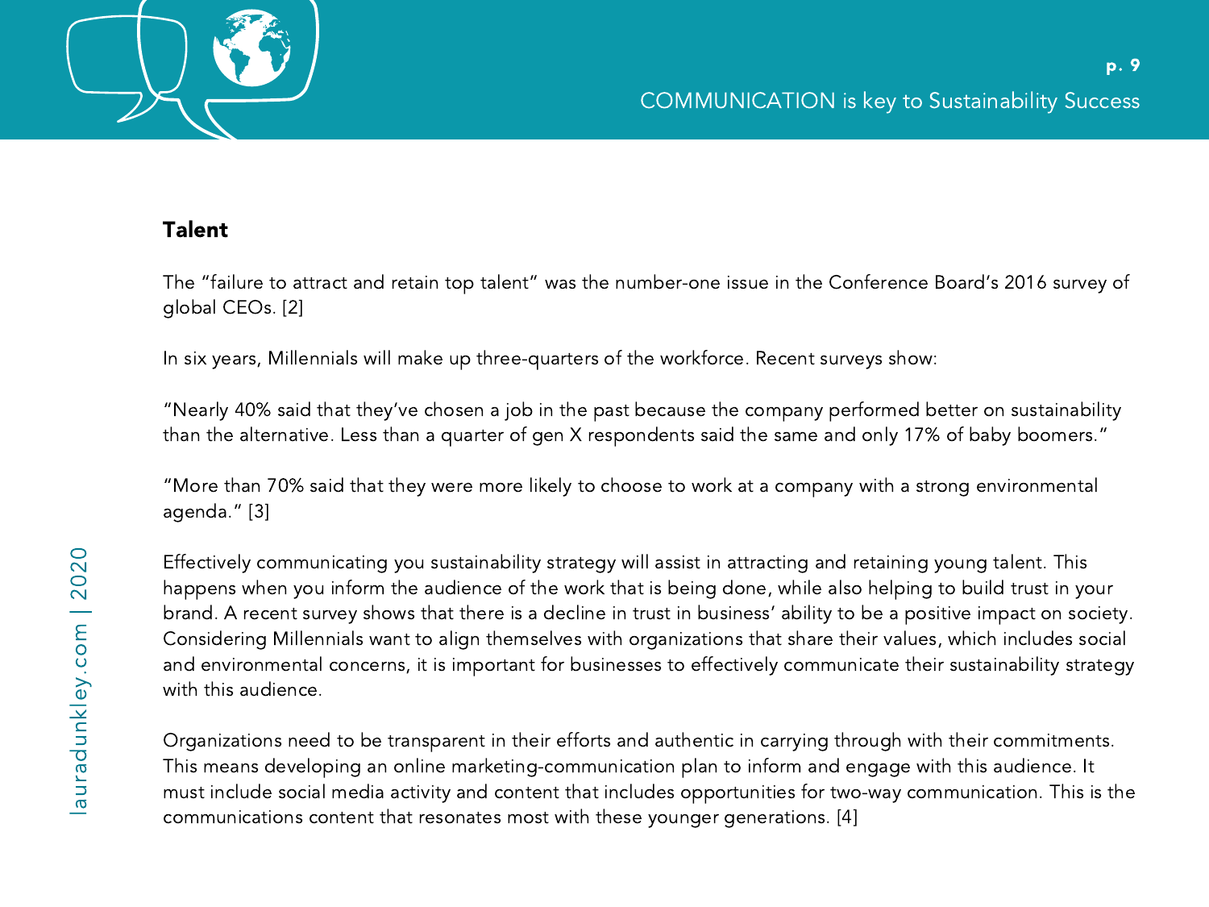## Talent

The “failure to attract and retain top talent” was the number-one issue in the Conference Board’s 2016 survey of global CEOs. [2]

In six years, Millennials will make up three-quarters of the workforce. Recent surveys show:

“Nearly 40% said that they’ve chosen a job in the past because the company performed better on sustainability than the alternative. Less than a quarter of gen X respondents said the same and only 17% of baby boomers.”

“More than 70% said that they were more likely to choose to work at a company with a strong environmental agenda.” [3]

Effectively communicating you sustainability strategy will assist in attracting and retaining young talent. This happens when you inform the audience of the work that is being done, while also helping to build trust in your brand. A recent survey shows that there is a decline in trust in business’ ability to be a positive impact on society. Considering Millennials want to align themselves with organizations that share their values, which includes social and environmental concerns, it is important for businesses to effectively communicate their sustainability strategy with this audience.

Organizations need to be transparent in their efforts and authentic in carrying through with their commitments. This means developing an online marketing-communication plan to inform and engage with this audience. It must include social media activity and content that includes opportunities for two-way communication. This is the communications content that resonates most with these younger generations. [4]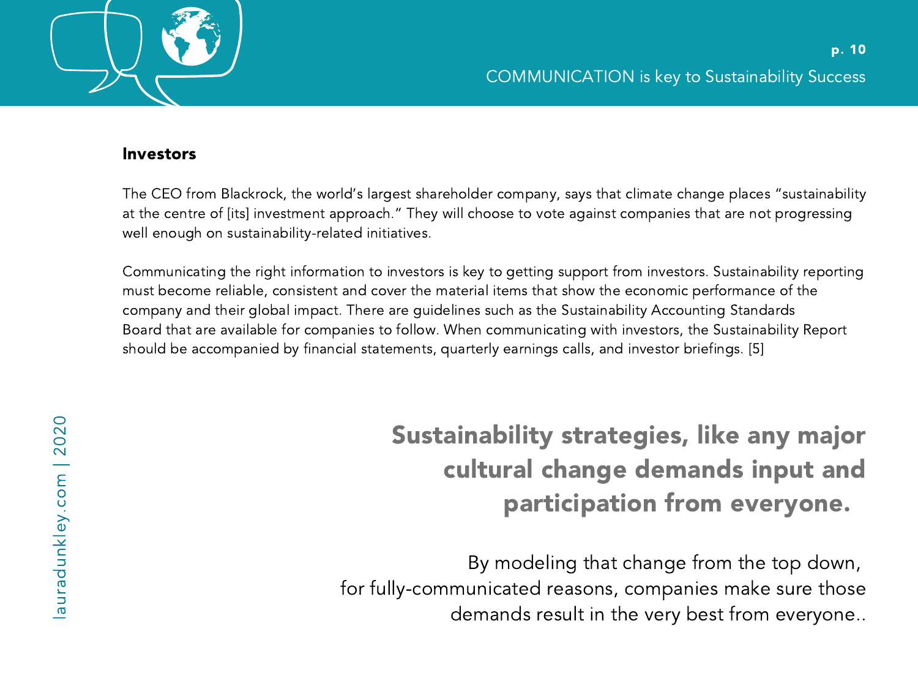## Investors

The CEO from Blackrock, the world's largest shareholder company, says that climate change places "sustainability at the centre of [its] investment approach." They will choose to vote against companies that are not progressing well enough on sustainability-related initiatives.

Communicating the right information to investors is key to getting support from investors. Sustainability reporting must become reliable, consistent and cover the material items that show the economic performance of the company and their global impact. There are guidelines such as the Sustainability Accounting Standards Board that are available for companies to follow. When communicating with investors, the Sustainability Report should be accompanied by financial statements, quarterly earnings calls, and investor briefings. [5]

**Sustainability strategies, like any major cultural change demands input and participation from everyone.**

By modeling that change from the top down, for fully-communicated reasons, companies make sure those demands result in the very best from everyone..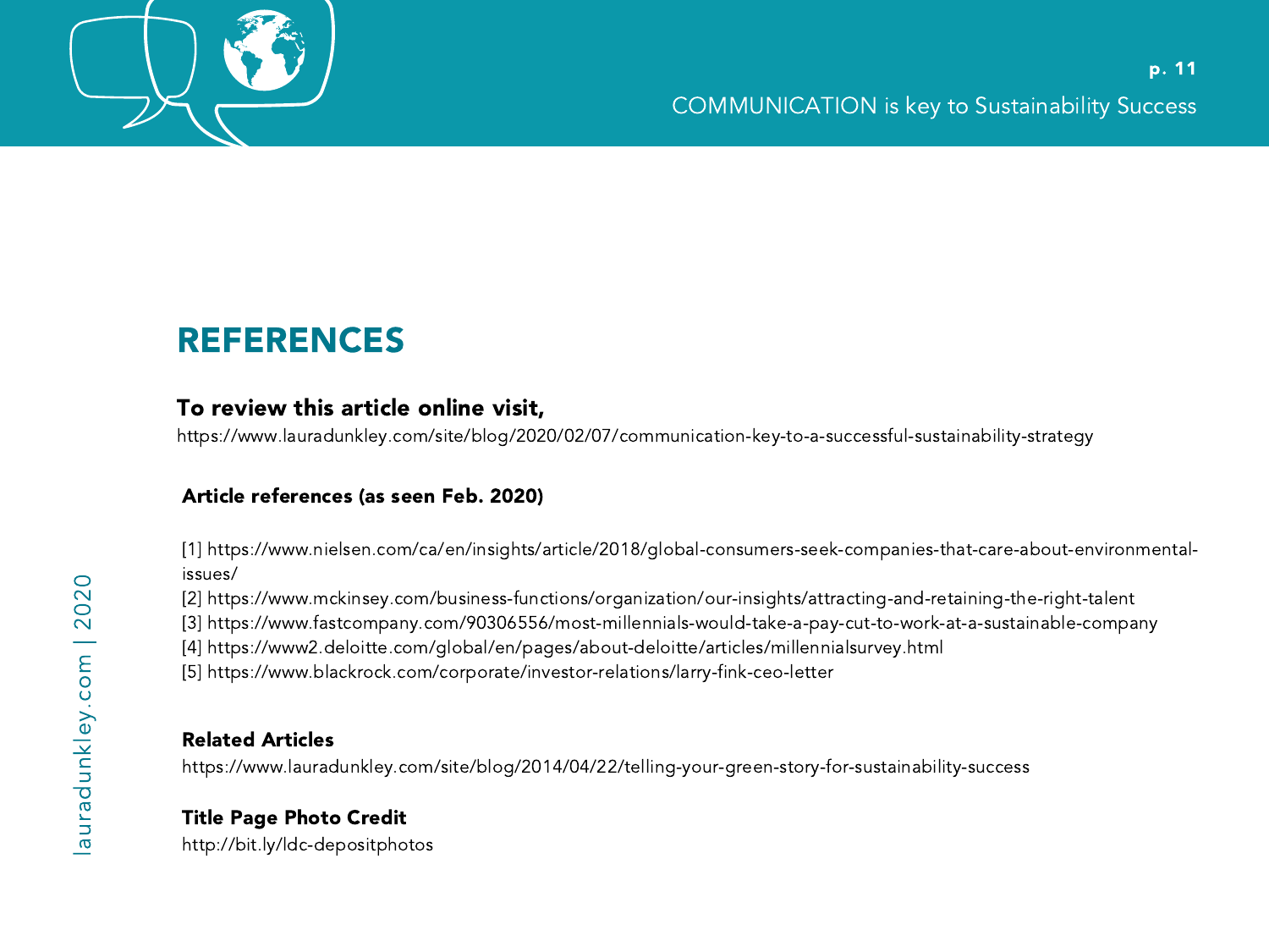# REFERENCES

**To review this article online visit,**

https://www.lauradunkley.com/site/blog/2020/02/07/communication-key-to-a-successful-sustainability-strategy

**Article references (as seen Feb. 2020)**

[1] https://www.nielsen.com/ca/en/insights/article/2018/global-consumers-seek-companies-that-care-about-environmental-issues/
[2] https://www.mckinsey.com/business-functions/organization/our-insights/attracting-and-retaining-the-right-talent
[3] https://www.fastcompany.com/90306556/most-millennials-would-take-a-pay-cut-to-work-at-a-sustainable-company
[4] https://www2.deloitte.com/global/en/pages/about-deloitte/articles/millennialsurvey.html
[5] https://www.blackrock.com/corporate/investor-relations/larry-fink-ceo-letter

**Related Articles**

https://www.lauradunkley.com/site/blog/2014/04/22/telling-your-green-story-for-sustainability-success

**Title Page Photo Credit**

http://bit.ly/ldc-depositphotos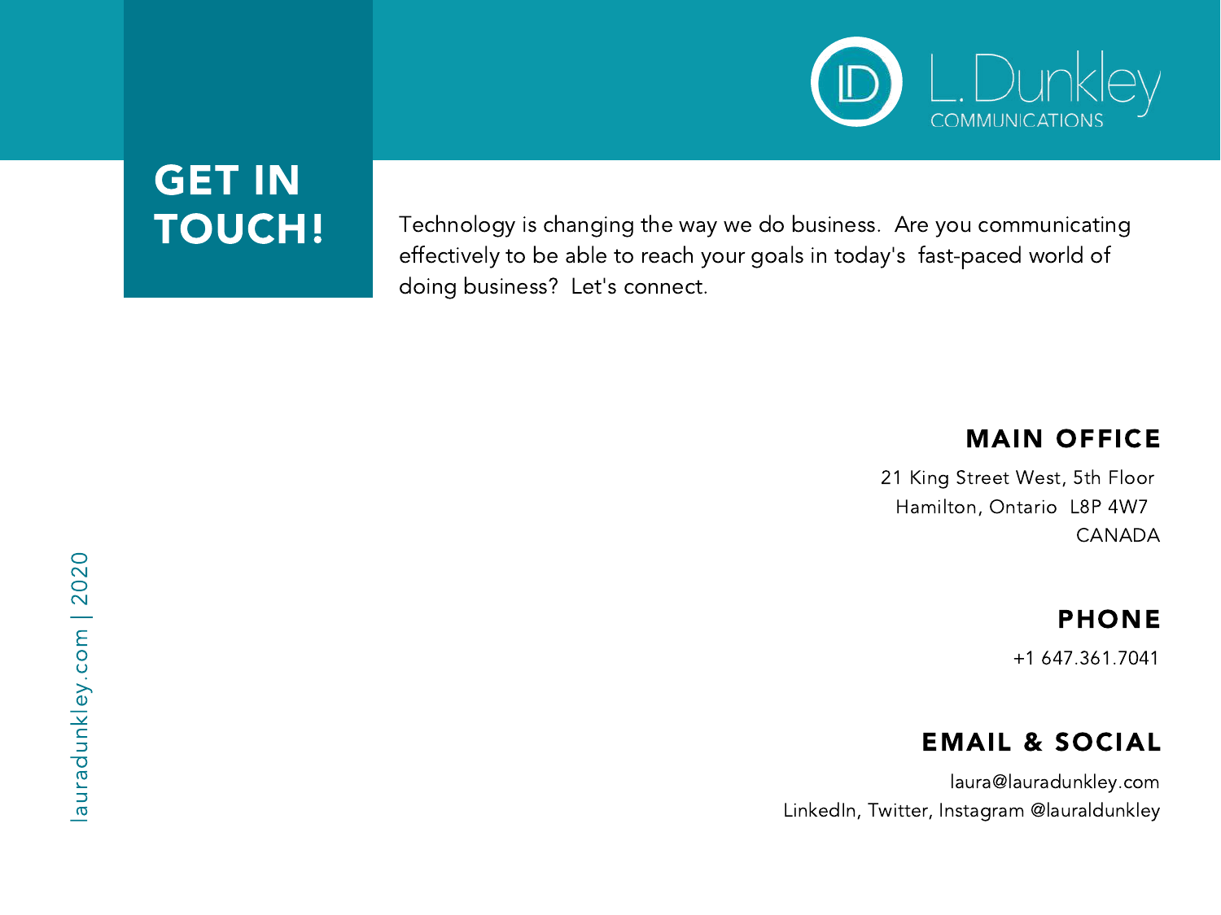L. Dunkley COMMUNICATIONS

# GET IN TOUCH!

Technology is changing the way we do business. Are you communicating effectively to be able to reach your goals in today's fast-paced world of doing business? Let's connect.

## MAIN OFFICE

21 King Street West, 5th Floor
Hamilton, Ontario L8P 4W7
CANADA

## PHONE

+1 647.361.7041

## EMAIL & SOCIAL

laura@lauradunkley.com
LinkedIn, Twitter, Instagram @lauraldunkley

lauradunkley.com | 2020